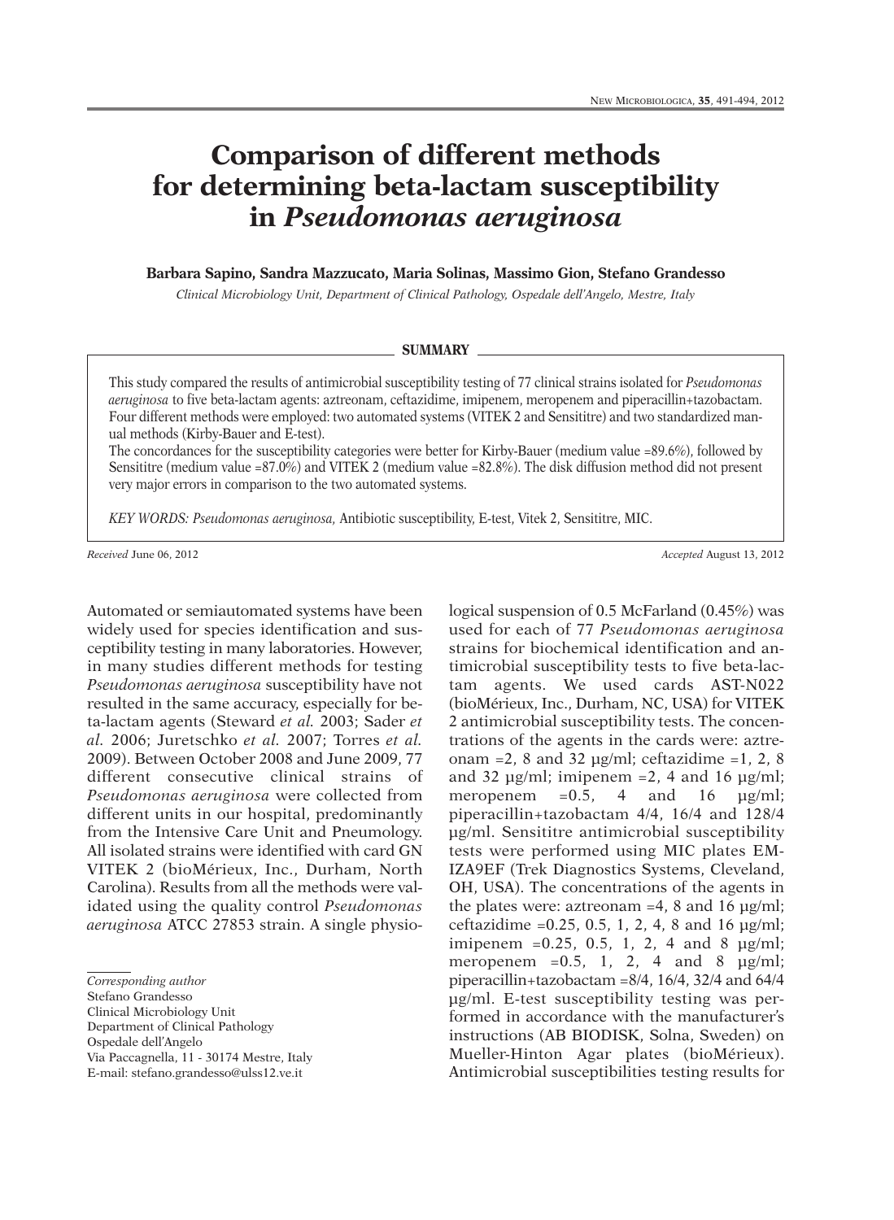# Comparison of different methods for determining beta-lactam susceptibility in *Pseudomonas aeruginosa*

**Barbara Sapino, Sandra Mazzucato, Maria Solinas, Massimo Gion, Stefano Grandesso**

*Clinical Microbiology Unit, Department of Clinical Pathology, Ospedale dell'Angelo, Mestre, Italy*

## SUMMARY

This study compared the results of antimicrobial susceptibility testing of 77 clinical strains isolated for *Pseudomonas aeruginosa* to five beta-lactam agents: aztreonam, ceftazidime, imipenem, meropenem and piperacillin+tazobactam. Four different methods were employed: two automated systems (VITEK 2 and Sensititre) and two standardized manual methods (Kirby-Bauer and E-test).

The concordances for the susceptibility categories were better for Kirby-Bauer (medium value =89.6%), followed by Sensititre (medium value =87.0%) and VITEK 2 (medium value =82.8%). The disk diffusion method did not present very major errors in comparison to the two automated systems.

*KEY WORDS: Pseudomonas aeruginosa,* Antibiotic susceptibility, E-test, Vitek 2, Sensititre, MIC.

*Received* June 06, 2012 *Accepted* August 13, 2012

Automated or semiautomated systems have been widely used for species identification and susceptibility testing in many laboratories. However, in many studies different methods for testing *Pseudomonas aeruginosa* susceptibility have not resulted in the same accuracy, especially for beta-lactam agents (Steward *et al.* 2003; Sader *et al.* 2006; Juretschko *et al.* 2007; Torres *et al.* 2009). Between October 2008 and June 2009, 77 different consecutive clinical strains of *Pseudomonas aeruginosa* were collected from different units in our hospital, predominantly from the Intensive Care Unit and Pneumology. All isolated strains were identified with card GN VITEK 2 (bioMérieux, Inc., Durham, North Carolina). Results from all the methods were validated using the quality control *Pseudomonas aeruginosa* ATCC 27853 strain. A single physiological suspension of 0.5 McFarland (0.45%) was used for each of 77 *Pseudomonas aeruginosa* strains for biochemical identification and antimicrobial susceptibility tests to five beta-lactam agents. We used cards AST-N022 (bioMérieux, Inc., Durham, NC, USA) for VITEK 2 antimicrobial susceptibility tests. The concentrations of the agents in the cards were: aztreonam =2, 8 and 32 µg/ml; ceftazidime =1, 2, 8 and 32 µg/ml; imipenem =2, 4 and 16 µg/ml; meropenem =0.5, 4 and 16 µg/ml; piperacillin+tazobactam 4/4, 16/4 and 128/4 µg/ml. Sensititre antimicrobial susceptibility tests were performed using MIC plates EMIZA9EF (Trek Diagnostics Systems, Cleveland, OH, USA). The concentrations of the agents in the plates were: aztreonam =4, 8 and 16 µg/ml; ceftazidime =0.25, 0.5, 1, 2, 4, 8 and 16 µg/ml; imipenem =0.25, 0.5, 1, 2, 4 and 8 µg/ml; meropenem =0.5, 1, 2, 4 and 8 µg/ml; piperacillin+tazobactam =8/4, 16/4, 32/4 and 64/4 µg/ml. E-test susceptibility testing was performed in accordance with the manufacturer's instructions (AB BIODISK, Solna, Sweden) on Mueller-Hinton Agar plates (bioMérieux). Antimicrobial susceptibilities testing results for

*Corresponding author*
Stefano Grandesso
Clinical Microbiology Unit
Department of Clinical Pathology
Ospedale dell'Angelo
Via Paccagnella, 11 - 30174 Mestre, Italy
E-mail: stefano.grandesso@ulss12.ve.it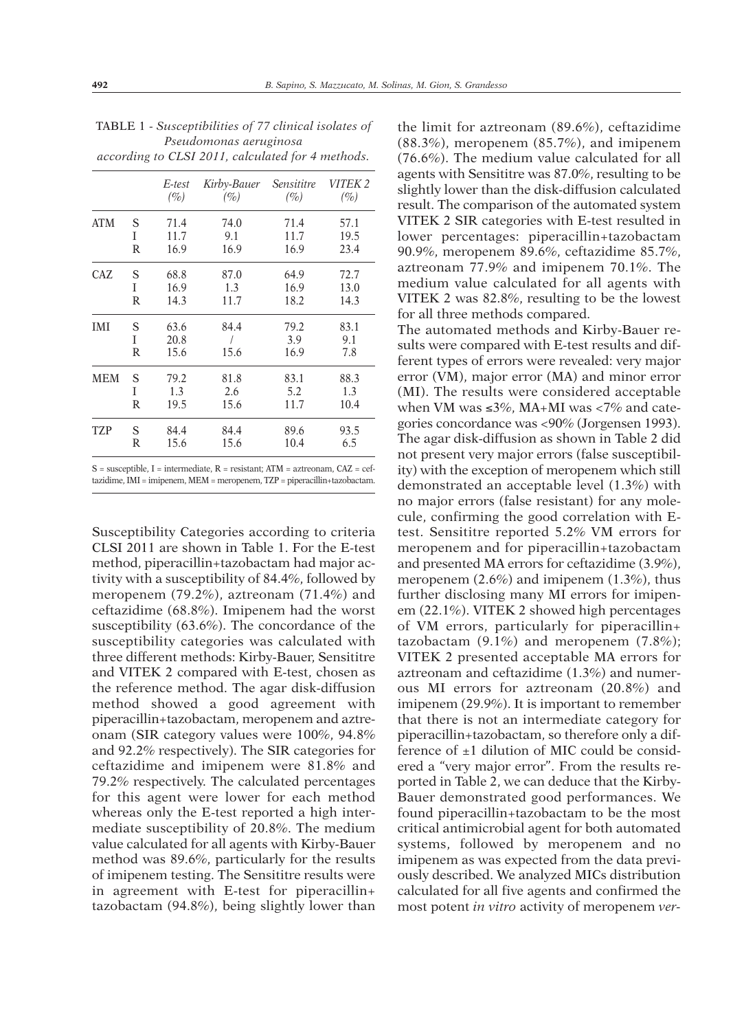TABLE 1 - *Susceptibilities of 77 clinical isolates of Pseudomonas aeruginosa according to CLSI 2011, calculated for 4 methods.*

| | | *E-test (%)* | *Kirby-Bauer (%)* | *Sensititre (%)* | *VITEK 2 (%)* |
|---|---|---|---|---|---|
| ATM | S | 71.4 | 74.0 | 71.4 | 57.1 |
| | I | 11.7 | 9.1 | 11.7 | 19.5 |
| | R | 16.9 | 16.9 | 16.9 | 23.4 |
| CAZ | S | 68.8 | 87.0 | 64.9 | 72.7 |
| | I | 16.9 | 1.3 | 16.9 | 13.0 |
| | R | 14.3 | 11.7 | 18.2 | 14.3 |
| IMI | S | 63.6 | 84.4 | 79.2 | 83.1 |
| | I | 20.8 | / | 3.9 | 9.1 |
| | R | 15.6 | 15.6 | 16.9 | 7.8 |
| MEM | S | 79.2 | 81.8 | 83.1 | 88.3 |
| | I | 1.3 | 2.6 | 5.2 | 1.3 |
| | R | 19.5 | 15.6 | 11.7 | 10.4 |
| TZP | S | 84.4 | 84.4 | 89.6 | 93.5 |
| | R | 15.6 | 15.6 | 10.4 | 6.5 |

S = susceptible, I = intermediate, R = resistant; ATM = aztreonam, CAZ = ceftazidime, IMI = imipenem, MEM = meropenem, TZP = piperacillin+tazobactam.

Susceptibility Categories according to criteria CLSI 2011 are shown in Table 1. For the E-test method, piperacillin+tazobactam had major activity with a susceptibility of 84.4%, followed by meropenem (79.2%), aztreonam (71.4%) and ceftazidime (68.8%). Imipenem had the worst susceptibility (63.6%). The concordance of the susceptibility categories was calculated with three different methods: Kirby-Bauer, Sensititre and VITEK 2 compared with E-test, chosen as the reference method. The agar disk-diffusion method showed a good agreement with piperacillin+tazobactam, meropenem and aztreonam (SIR category values were 100%, 94.8% and 92.2% respectively). The SIR categories for ceftazidime and imipenem were 81.8% and 79.2% respectively. The calculated percentages for this agent were lower for each method whereas only the E-test reported a high intermediate susceptibility of 20.8%. The medium value calculated for all agents with Kirby-Bauer method was 89.6%, particularly for the results of imipenem testing. The Sensititre results were in agreement with E-test for piperacillin+tazobactam (94.8%), being slightly lower than the limit for aztreonam (89.6%), ceftazidime (88.3%), meropenem (85.7%), and imipenem (76.6%). The medium value calculated for all agents with Sensititre was 87.0%, resulting to be slightly lower than the disk-diffusion calculated result. The comparison of the automated system VITEK 2 SIR categories with E-test resulted in lower percentages: piperacillin+tazobactam 90.9%, meropenem 89.6%, ceftazidime 85.7%, aztreonam 77.9% and imipenem 70.1%. The medium value calculated for all agents with VITEK 2 was 82.8%, resulting to be the lowest for all three methods compared.

The automated methods and Kirby-Bauer results were compared with E-test results and different types of errors were revealed: very major error (VM), major error (MA) and minor error (MI). The results were considered acceptable when VM was ≤3%, MA+MI was <7% and categories concordance was <90% (Jorgensen 1993). The agar disk-diffusion as shown in Table 2 did not present very major errors (false susceptibility) with the exception of meropenem which still demonstrated an acceptable level (1.3%) with no major errors (false resistant) for any molecule, confirming the good correlation with E-test. Sensititre reported 5.2% VM errors for meropenem and for piperacillin+tazobactam and presented MA errors for ceftazidime (3.9%), meropenem (2.6%) and imipenem (1.3%), thus further disclosing many MI errors for imipenem (22.1%). VITEK 2 showed high percentages of VM errors, particularly for piperacillin+tazobactam (9.1%) and meropenem (7.8%); VITEK 2 presented acceptable MA errors for aztreonam and ceftazidime (1.3%) and numerous MI errors for aztreonam (20.8%) and imipenem (29.9%). It is important to remember that there is not an intermediate category for piperacillin+tazobactam, so therefore only a difference of ±1 dilution of MIC could be considered a "very major error". From the results reported in Table 2, we can deduce that the Kirby-Bauer demonstrated good performances. We found piperacillin+tazobactam to be the most critical antimicrobial agent for both automated systems, followed by meropenem and no imipenem as was expected from the data previously described. We analyzed MICs distribution calculated for all five agents and confirmed the most potent *in vitro* activity of meropenem *ver-*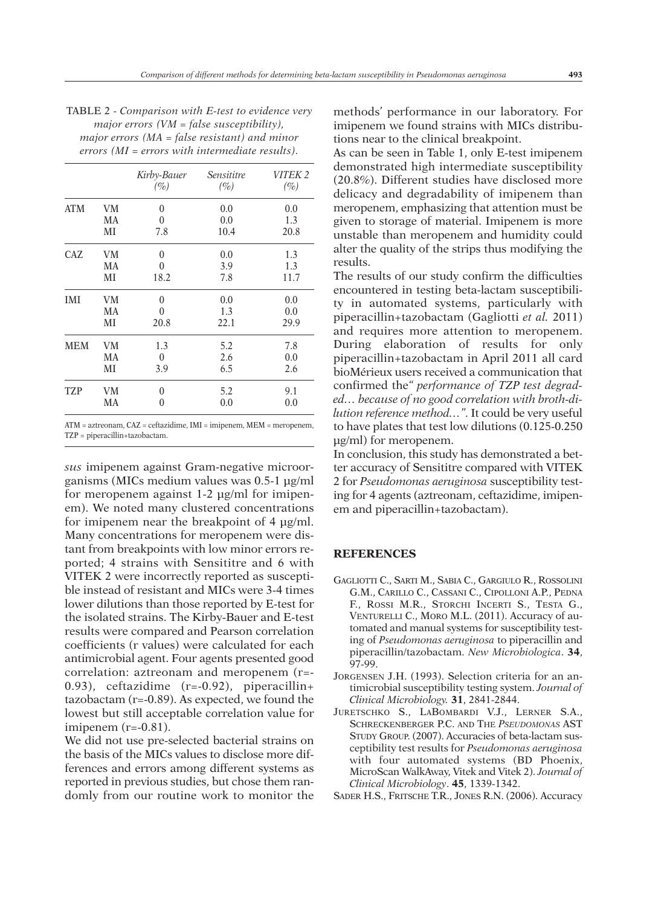TABLE 2 - *Comparison with E-test to evidence very major errors (VM = false susceptibility), major errors (MA = false resistant) and minor errors (MI = errors with intermediate results).*

| | | *Kirby-Bauer (%)* | *Sensititre (%)* | *VITEK 2 (%)* |
|---|---|---|---|---|
| ATM | VM | 0 | 0.0 | 0.0 |
| | MA | 0 | 0.0 | 1.3 |
| | MI | 7.8 | 10.4 | 20.8 |
| CAZ | VM | 0 | 0.0 | 1.3 |
| | MA | 0 | 3.9 | 1.3 |
| | MI | 18.2 | 7.8 | 11.7 |
| IMI | VM | 0 | 0.0 | 0.0 |
| | MA | 0 | 1.3 | 0.0 |
| | MI | 20.8 | 22.1 | 29.9 |
| MEM | VM | 1.3 | 5.2 | 7.8 |
| | MA | 0 | 2.6 | 0.0 |
| | MI | 3.9 | 6.5 | 2.6 |
| TZP | VM | 0 | 5.2 | 9.1 |
| | MA | 0 | 0.0 | 0.0 |

ATM = aztreonam, CAZ = ceftazidime, IMI = imipenem, MEM = meropenem, TZP = piperacillin+tazobactam.

*sus* imipenem against Gram-negative microorganisms (MICs medium values was 0.5-1 µg/ml for meropenem against 1-2 µg/ml for imipenem). We noted many clustered concentrations for imipenem near the breakpoint of 4 µg/ml. Many concentrations for meropenem were distant from breakpoints with low minor errors reported; 4 strains with Sensititre and 6 with VITEK 2 were incorrectly reported as susceptible instead of resistant and MICs were 3-4 times lower dilutions than those reported by E-test for the isolated strains. The Kirby-Bauer and E-test results were compared and Pearson correlation coefficients (r values) were calculated for each antimicrobial agent. Four agents presented good correlation: aztreonam and meropenem (r=-0.93), ceftazidime (r=-0.92), piperacillin+tazobactam (r=-0.89). As expected, we found the lowest but still acceptable correlation value for imipenem (r=-0.81).

We did not use pre-selected bacterial strains on the basis of the MICs values to disclose more differences and errors among different systems as reported in previous studies, but chose them randomly from our routine work to monitor the methods' performance in our laboratory. For imipenem we found strains with MICs distributions near to the clinical breakpoint.

As can be seen in Table 1, only E-test imipenem demonstrated high intermediate susceptibility (20.8%). Different studies have disclosed more delicacy and degradability of imipenem than meropenem, emphasizing that attention must be given to storage of material. Imipenem is more unstable than meropenem and humidity could alter the quality of the strips thus modifying the results.

The results of our study confirm the difficulties encountered in testing beta-lactam susceptibility in automated systems, particularly with piperacillin+tazobactam (Gagliotti *et al.* 2011) and requires more attention to meropenem. During elaboration of results for only piperacillin+tazobactam in April 2011 all card bioMérieux users received a communication that confirmed the*" performance of TZP test degraded… because of no good correlation with broth-dilution reference method…"*. It could be very useful to have plates that test low dilutions (0.125-0.250 µg/ml) for meropenem.

In conclusion, this study has demonstrated a better accuracy of Sensititre compared with VITEK 2 for *Pseudomonas aeruginosa* susceptibility testing for 4 agents (aztreonam, ceftazidime, imipenem and piperacillin+tazobactam).

## REFERENCES

Gagliotti C., Sarti M., Sabia C., Gargiulo R., Rossolini G.M., Carillo C., Cassani C., Cipolloni A.P., Pedna F., Rossi M.R., Storchi Incerti S., Testa G., Venturelli C., Moro M.L. (2011). Accuracy of automated and manual systems for susceptibility testing of *Pseudomonas aeruginosa* to piperacillin and piperacillin/tazobactam. *New Microbiologica*. **34**, 97-99.

Jorgensen J.H. (1993). Selection criteria for an antimicrobial susceptibility testing system. *Journal of Clinical Microbiology.* **31**, 2841-2844.

Juretschko S., LaBombardi V.J., Lerner S.A., Schreckenberger P.C. and The *Pseudomonas* AST Study Group. (2007). Accuracies of beta-lactam susceptibility test results for *Pseudomonas aeruginosa* with four automated systems (BD Phoenix, MicroScan WalkAway, Vitek and Vitek 2). *Journal of Clinical Microbiology*. **45**, 1339-1342.

Sader H.S., Fritsche T.R., Jones R.N. (2006). Accuracy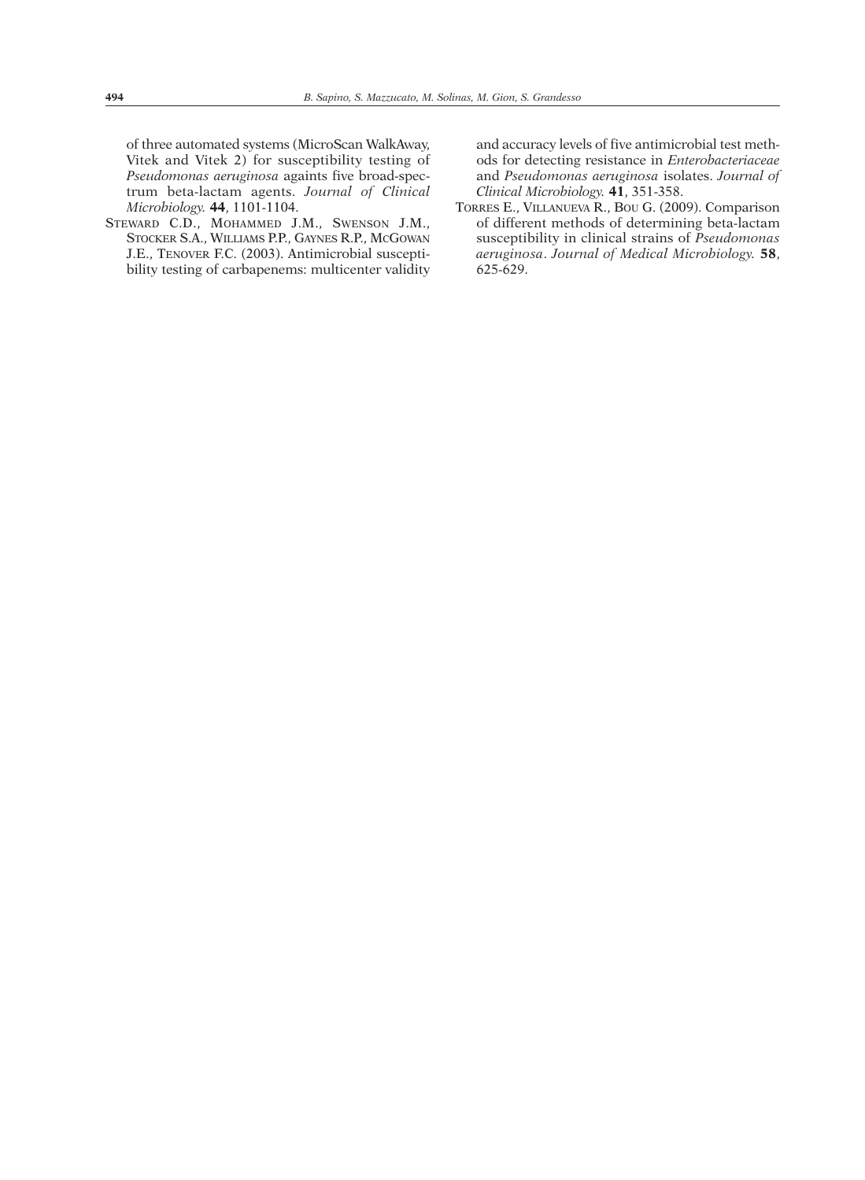of three automated systems (MicroScan WalkAway, Vitek and Vitek 2) for susceptibility testing of *Pseudomonas aeruginosa* againts five broad-spectrum beta-lactam agents. *Journal of Clinical Microbiology.* **44**, 1101-1104.

STEWARD C.D., MOHAMMED J.M., SWENSON J.M., STOCKER S.A., WILLIAMS P.P., GAYNES R.P., MCGOWAN J.E., TENOVER F.C. (2003). Antimicrobial susceptibility testing of carbapenems: multicenter validity and accuracy levels of five antimicrobial test methods for detecting resistance in *Enterobacteriaceae* and *Pseudomonas aeruginosa* isolates. *Journal of Clinical Microbiology.* **41**, 351-358.

TORRES E., VILLANUEVA R., BOU G. (2009). Comparison of different methods of determining beta-lactam susceptibility in clinical strains of *Pseudomonas aeruginosa*. *Journal of Medical Microbiology.* **58**, 625-629.